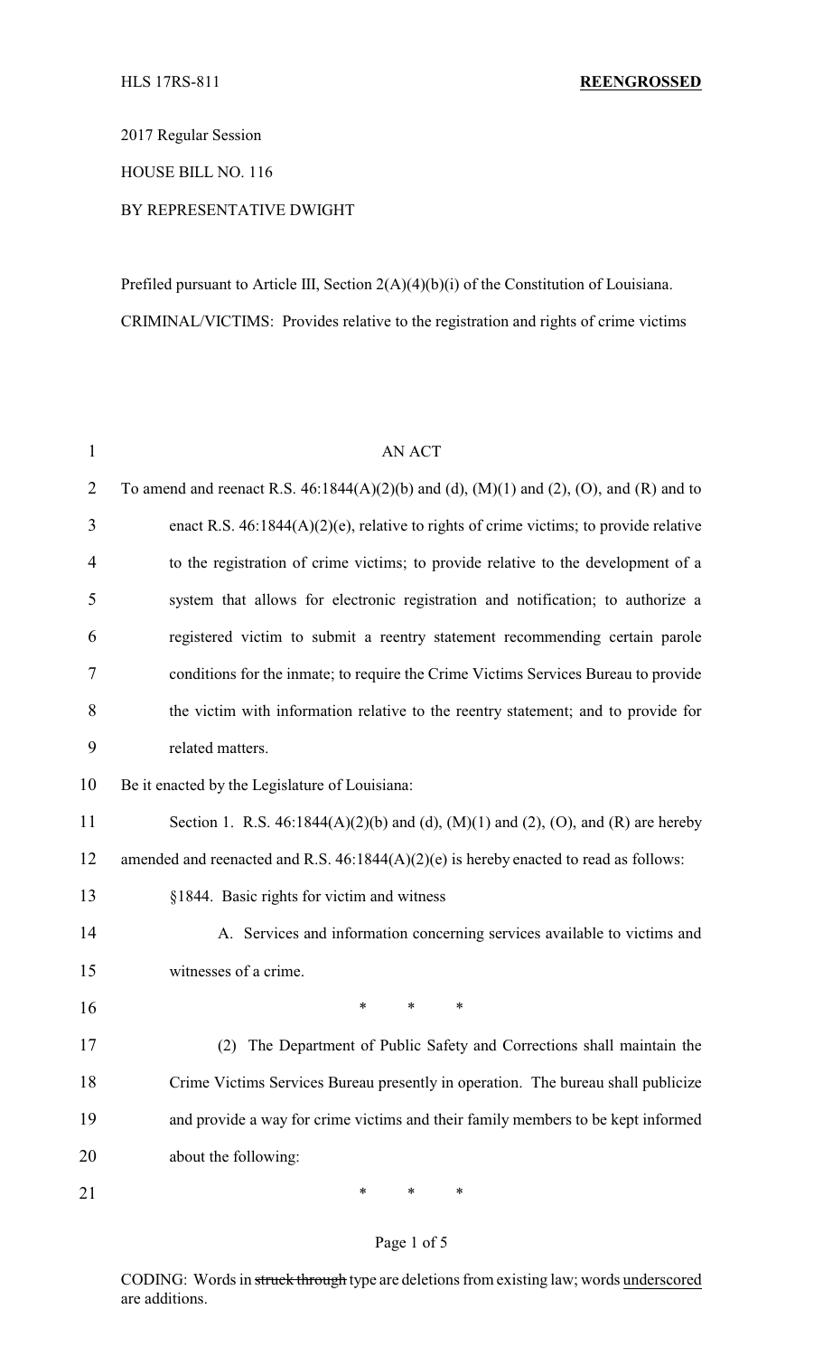HLS 17RS-811 **REENGROSSED**

2017 Regular Session

HOUSE BILL NO. 116

BY REPRESENTATIVE DWIGHT

Prefiled pursuant to Article III, Section 2(A)(4)(b)(i) of the Constitution of Louisiana.

CRIMINAL/VICTIMS: Provides relative to the registration and rights of crime victims

AN ACT

To amend and reenact R.S. 46:1844(A)(2)(b) and (d), (M)(1) and (2), (O), and (R) and to enact R.S. 46:1844(A)(2)(e), relative to rights of crime victims; to provide relative to the registration of crime victims; to provide relative to the development of a system that allows for electronic registration and notification; to authorize a registered victim to submit a reentry statement recommending certain parole conditions for the inmate; to require the Crime Victims Services Bureau to provide the victim with information relative to the reentry statement; and to provide for related matters.

Be it enacted by the Legislature of Louisiana:

Section 1. R.S. 46:1844(A)(2)(b) and (d), (M)(1) and (2), (O), and (R) are hereby amended and reenacted and R.S. 46:1844(A)(2)(e) is hereby enacted to read as follows:

§1844. Basic rights for victim and witness

A. Services and information concerning services available to victims and witnesses of a crime.

\* \* \*

(2) The Department of Public Safety and Corrections shall maintain the Crime Victims Services Bureau presently in operation. The bureau shall publicize and provide a way for crime victims and their family members to be kept informed about the following:

\* \* \*

CODING: Words in ~~struck through~~ type are deletions from existing law; words <u>underscored</u> are additions.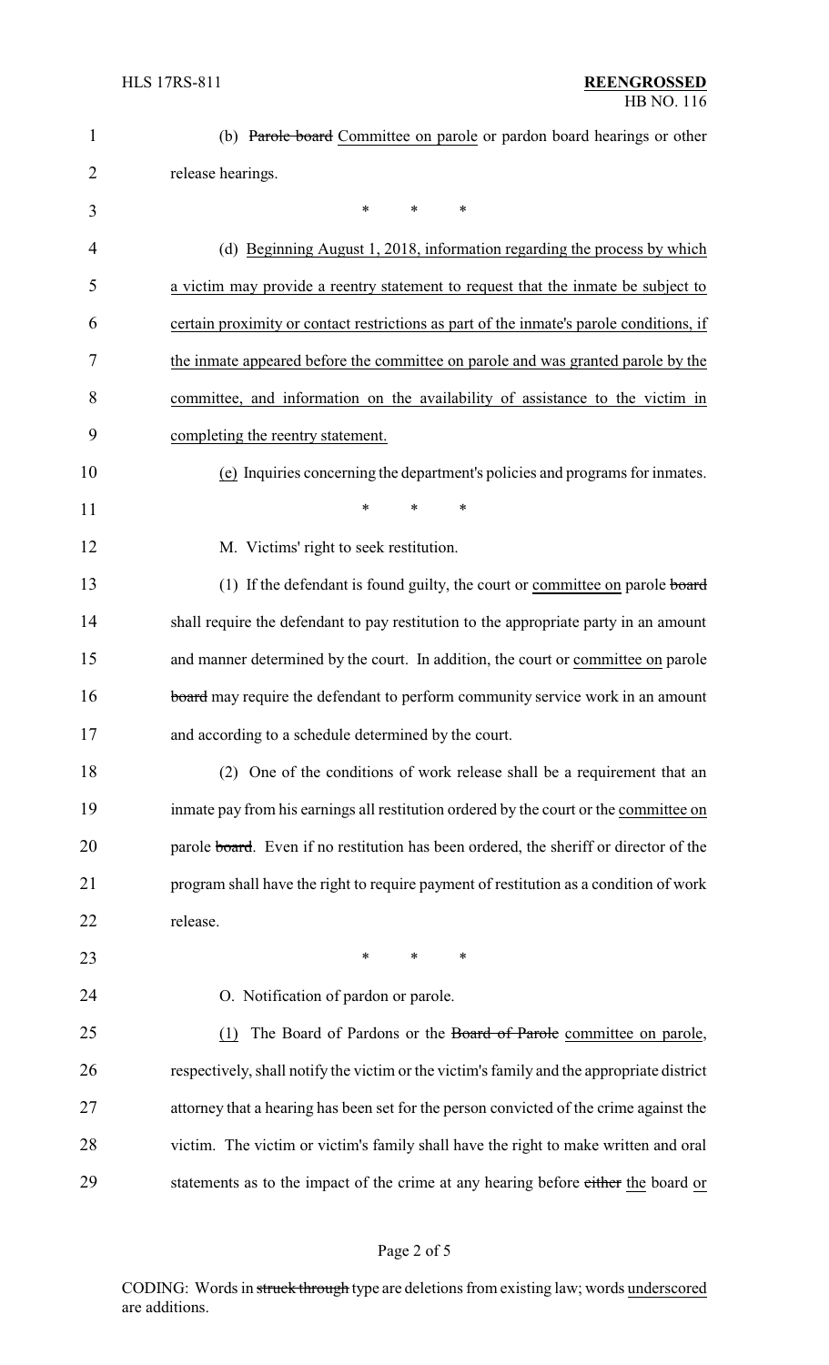(b) ~~Parole board~~ Committee on parole or pardon board hearings or other release hearings.

\* \* \*

(d) Beginning August 1, 2018, information regarding the process by which a victim may provide a reentry statement to request that the inmate be subject to certain proximity or contact restrictions as part of the inmate's parole conditions, if the inmate appeared before the committee on parole and was granted parole by the committee, and information on the availability of assistance to the victim in completing the reentry statement.

(e) Inquiries concerning the department's policies and programs for inmates.

\* \* \*

M. Victims' right to seek restitution.

(1) If the defendant is found guilty, the court or committee on parole ~~board~~ shall require the defendant to pay restitution to the appropriate party in an amount and manner determined by the court. In addition, the court or committee on parole ~~board~~ may require the defendant to perform community service work in an amount and according to a schedule determined by the court.

(2) One of the conditions of work release shall be a requirement that an inmate pay from his earnings all restitution ordered by the court or the committee on parole ~~board~~. Even if no restitution has been ordered, the sheriff or director of the program shall have the right to require payment of restitution as a condition of work release.

\* \* \*

O. Notification of pardon or parole.

(1) The Board of Pardons or the ~~Board of Parole~~ committee on parole, respectively, shall notify the victim or the victim's family and the appropriate district attorney that a hearing has been set for the person convicted of the crime against the victim. The victim or victim's family shall have the right to make written and oral statements as to the impact of the crime at any hearing before ~~either~~ the board or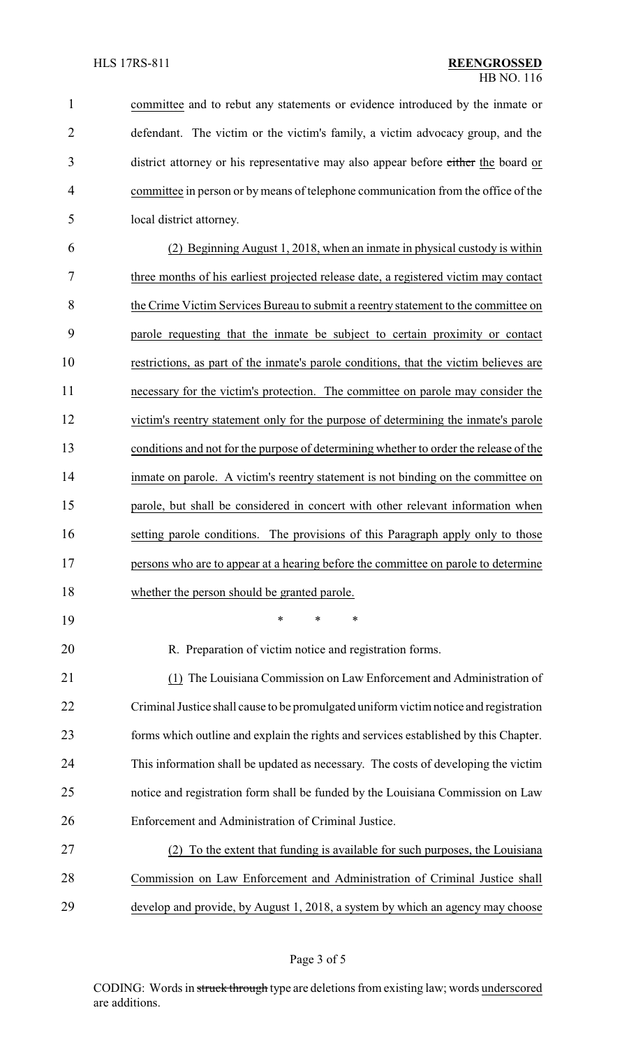committee and to rebut any statements or evidence introduced by the inmate or defendant. The victim or the victim's family, a victim advocacy group, and the district attorney or his representative may also appear before ~~either~~ the board or committee in person or by means of telephone communication from the office of the local district attorney.

(2) Beginning August 1, 2018, when an inmate in physical custody is within three months of his earliest projected release date, a registered victim may contact the Crime Victim Services Bureau to submit a reentry statement to the committee on parole requesting that the inmate be subject to certain proximity or contact restrictions, as part of the inmate's parole conditions, that the victim believes are necessary for the victim's protection. The committee on parole may consider the victim's reentry statement only for the purpose of determining the inmate's parole conditions and not for the purpose of determining whether to order the release of the inmate on parole. A victim's reentry statement is not binding on the committee on parole, but shall be considered in concert with other relevant information when setting parole conditions. The provisions of this Paragraph apply only to those persons who are to appear at a hearing before the committee on parole to determine whether the person should be granted parole.

\* \* \*

R. Preparation of victim notice and registration forms.

(1) The Louisiana Commission on Law Enforcement and Administration of Criminal Justice shall cause to be promulgated uniform victim notice and registration forms which outline and explain the rights and services established by this Chapter. This information shall be updated as necessary. The costs of developing the victim notice and registration form shall be funded by the Louisiana Commission on Law Enforcement and Administration of Criminal Justice.

(2) To the extent that funding is available for such purposes, the Louisiana Commission on Law Enforcement and Administration of Criminal Justice shall develop and provide, by August 1, 2018, a system by which an agency may choose

CODING: Words in ~~struck through~~ type are deletions from existing law; words underscored are additions.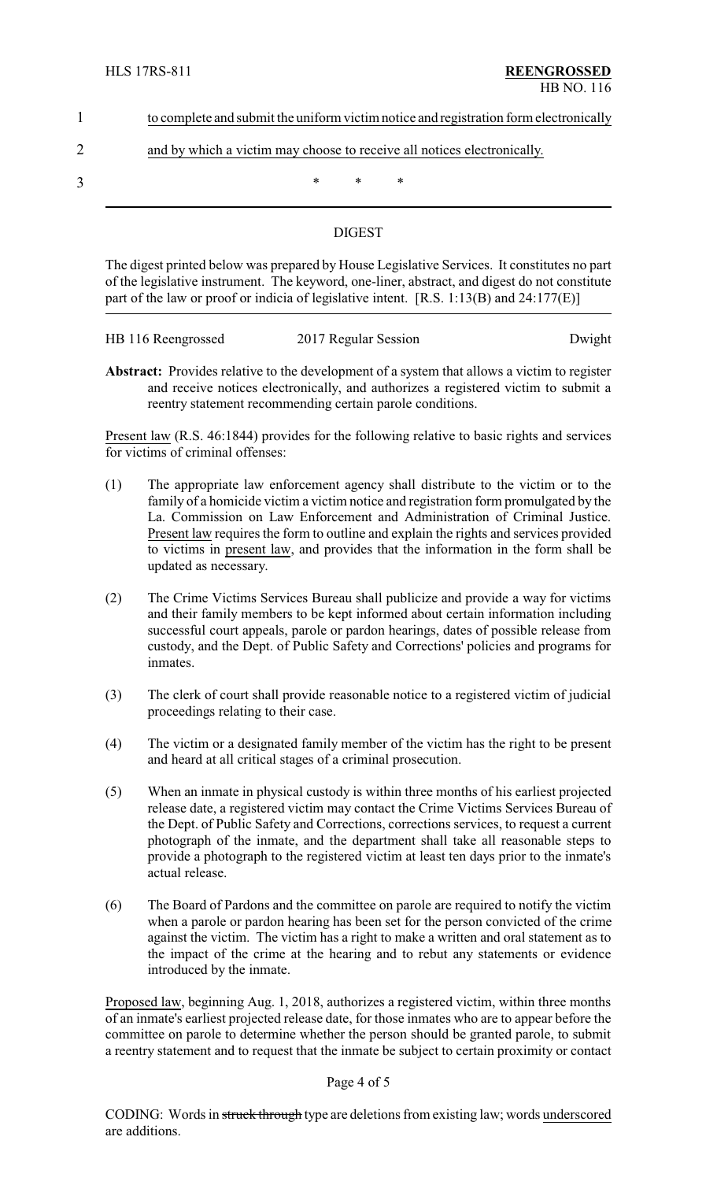to complete and submit the uniform victim notice and registration form electronically and by which a victim may choose to receive all notices electronically.

\* \* \*

## DIGEST

The digest printed below was prepared by House Legislative Services. It constitutes no part of the legislative instrument. The keyword, one-liner, abstract, and digest do not constitute part of the law or proof or indicia of legislative intent. [R.S. 1:13(B) and 24:177(E)]

HB 116 Reengrossed — 2017 Regular Session — Dwight

**Abstract:** Provides relative to the development of a system that allows a victim to register and receive notices electronically, and authorizes a registered victim to submit a reentry statement recommending certain parole conditions.

Present law (R.S. 46:1844) provides for the following relative to basic rights and services for victims of criminal offenses:

(1) The appropriate law enforcement agency shall distribute to the victim or to the family of a homicide victim a victim notice and registration form promulgated by the La. Commission on Law Enforcement and Administration of Criminal Justice. Present law requires the form to outline and explain the rights and services provided to victims in present law, and provides that the information in the form shall be updated as necessary.

(2) The Crime Victims Services Bureau shall publicize and provide a way for victims and their family members to be kept informed about certain information including successful court appeals, parole or pardon hearings, dates of possible release from custody, and the Dept. of Public Safety and Corrections' policies and programs for inmates.

(3) The clerk of court shall provide reasonable notice to a registered victim of judicial proceedings relating to their case.

(4) The victim or a designated family member of the victim has the right to be present and heard at all critical stages of a criminal prosecution.

(5) When an inmate in physical custody is within three months of his earliest projected release date, a registered victim may contact the Crime Victims Services Bureau of the Dept. of Public Safety and Corrections, corrections services, to request a current photograph of the inmate, and the department shall take all reasonable steps to provide a photograph to the registered victim at least ten days prior to the inmate's actual release.

(6) The Board of Pardons and the committee on parole are required to notify the victim when a parole or pardon hearing has been set for the person convicted of the crime against the victim. The victim has a right to make a written and oral statement as to the impact of the crime at the hearing and to rebut any statements or evidence introduced by the inmate.

Proposed law, beginning Aug. 1, 2018, authorizes a registered victim, within three months of an inmate's earliest projected release date, for those inmates who are to appear before the committee on parole to determine whether the person should be granted parole, to submit a reentry statement and to request that the inmate be subject to certain proximity or contact

CODING: Words in ~~struck through~~ type are deletions from existing law; words underscored are additions.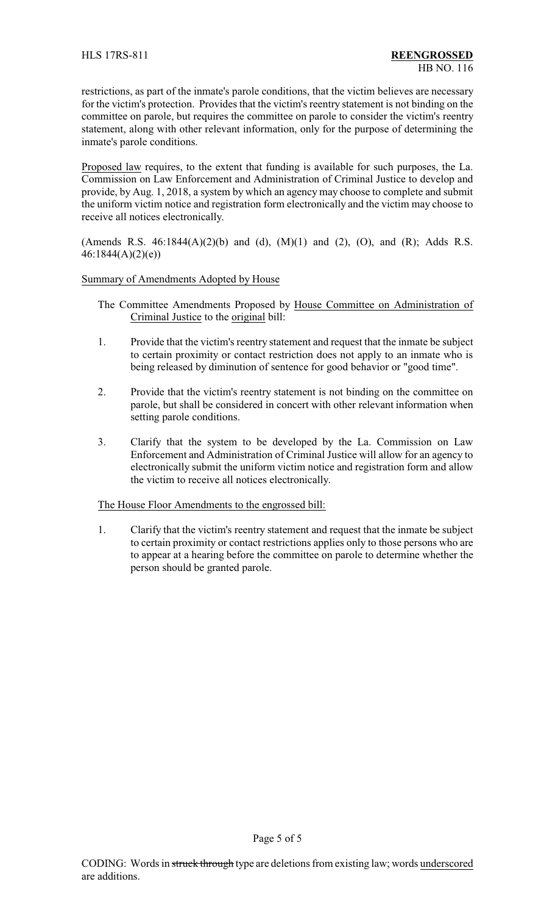restrictions, as part of the inmate's parole conditions, that the victim believes are necessary for the victim's protection. Provides that the victim's reentry statement is not binding on the committee on parole, but requires the committee on parole to consider the victim's reentry statement, along with other relevant information, only for the purpose of determining the inmate's parole conditions.

Proposed law requires, to the extent that funding is available for such purposes, the La. Commission on Law Enforcement and Administration of Criminal Justice to develop and provide, by Aug. 1, 2018, a system by which an agency may choose to complete and submit the uniform victim notice and registration form electronically and the victim may choose to receive all notices electronically.

(Amends R.S. 46:1844(A)(2)(b) and (d), (M)(1) and (2), (O), and (R); Adds R.S. 46:1844(A)(2)(e))

Summary of Amendments Adopted by House

The Committee Amendments Proposed by House Committee on Administration of Criminal Justice to the original bill:

1. Provide that the victim's reentry statement and request that the inmate be subject to certain proximity or contact restriction does not apply to an inmate who is being released by diminution of sentence for good behavior or "good time".

2. Provide that the victim's reentry statement is not binding on the committee on parole, but shall be considered in concert with other relevant information when setting parole conditions.

3. Clarify that the system to be developed by the La. Commission on Law Enforcement and Administration of Criminal Justice will allow for an agency to electronically submit the uniform victim notice and registration form and allow the victim to receive all notices electronically.

The House Floor Amendments to the engrossed bill:

1. Clarify that the victim's reentry statement and request that the inmate be subject to certain proximity or contact restrictions applies only to those persons who are to appear at a hearing before the committee on parole to determine whether the person should be granted parole.